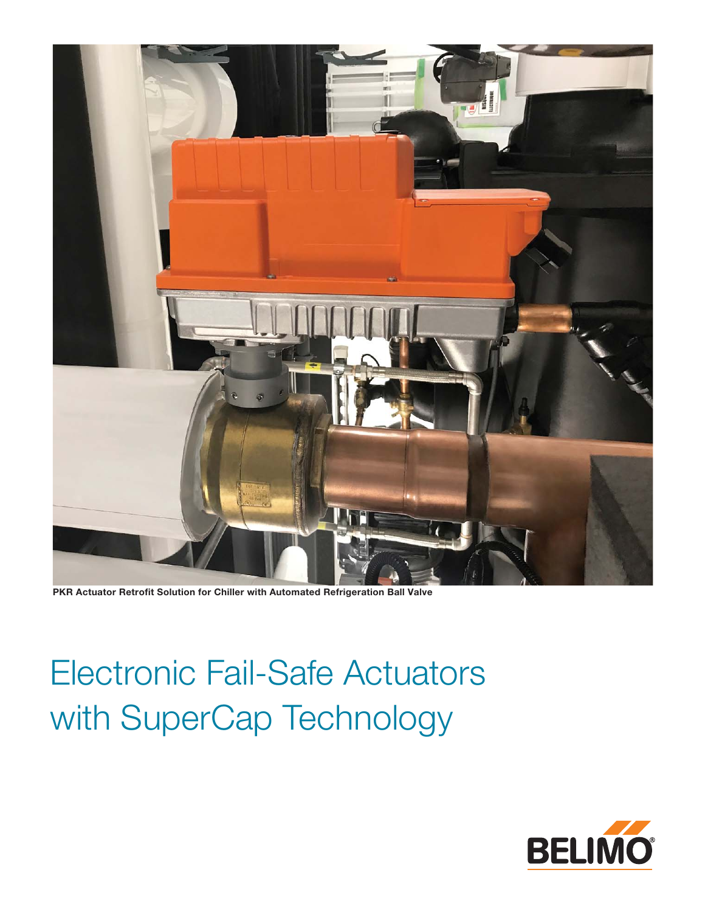**PKR Actuator Retrofit Solution for Chiller with Automated Refrigeration Ball Valve**

# Electronic Fail-Safe Actuators with SuperCap Technology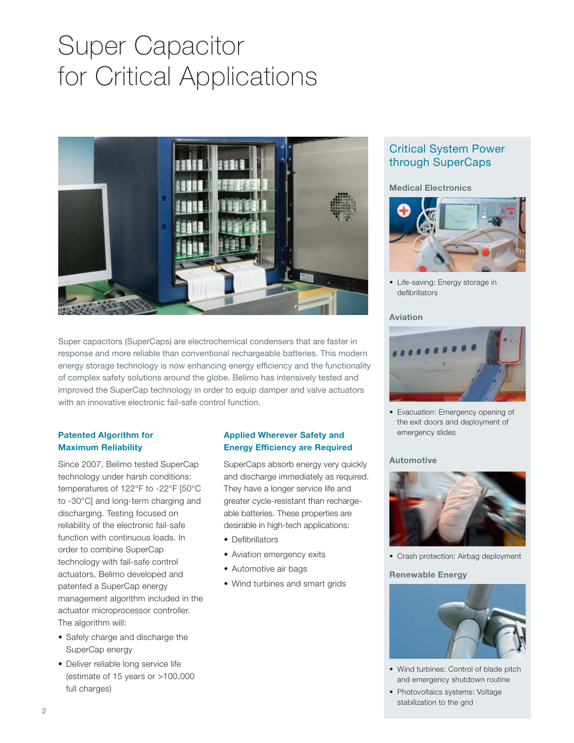# Super Capacitor for Critical Applications

Super capacitors (SuperCaps) are electrochemical condensers that are faster in response and more reliable than conventional rechargeable batteries. This modern energy storage technology is now enhancing energy efficiency and the functionality of complex safety solutions around the globe. Belimo has intensively tested and improved the SuperCap technology in order to equip damper and valve actuators with an innovative electronic fail-safe control function.

### Patented Algorithm for Maximum Reliability

Since 2007, Belimo tested SuperCap technology under harsh conditions: temperatures of 122°F to -22°F [50°C to -30°C] and long-term charging and discharging. Testing focused on reliability of the electronic fail-safe function with continuous loads. In order to combine SuperCap technology with fail-safe control actuators, Belimo developed and patented a SuperCap energy management algorithm included in the actuator microprocessor controller. The algorithm will:

- Safely charge and discharge the SuperCap energy
- Deliver reliable long service life (estimate of 15 years or >100,000 full charges)

### Applied Wherever Safety and Energy Efficiency are Required

SuperCaps absorb energy very quickly and discharge immediately as required. They have a longer service life and greater cycle-resistant than rechargeable batteries. These properties are desirable in high-tech applications:

- Defibrillators
- Aviation emergency exits
- Automotive air bags
- Wind turbines and smart grids

## Critical System Power through SuperCaps

**Medical Electronics**

- Life-saving: Energy storage in defibrillators

**Aviation**

- Evacuation: Emergency opening of the exit doors and deployment of emergency slides

**Automotive**

- Crash protection: Airbag deployment

**Renewable Energy**

- Wind turbines: Control of blade pitch and emergency shutdown routine
- Photovoltaics systems: Voltage stabilization to the grid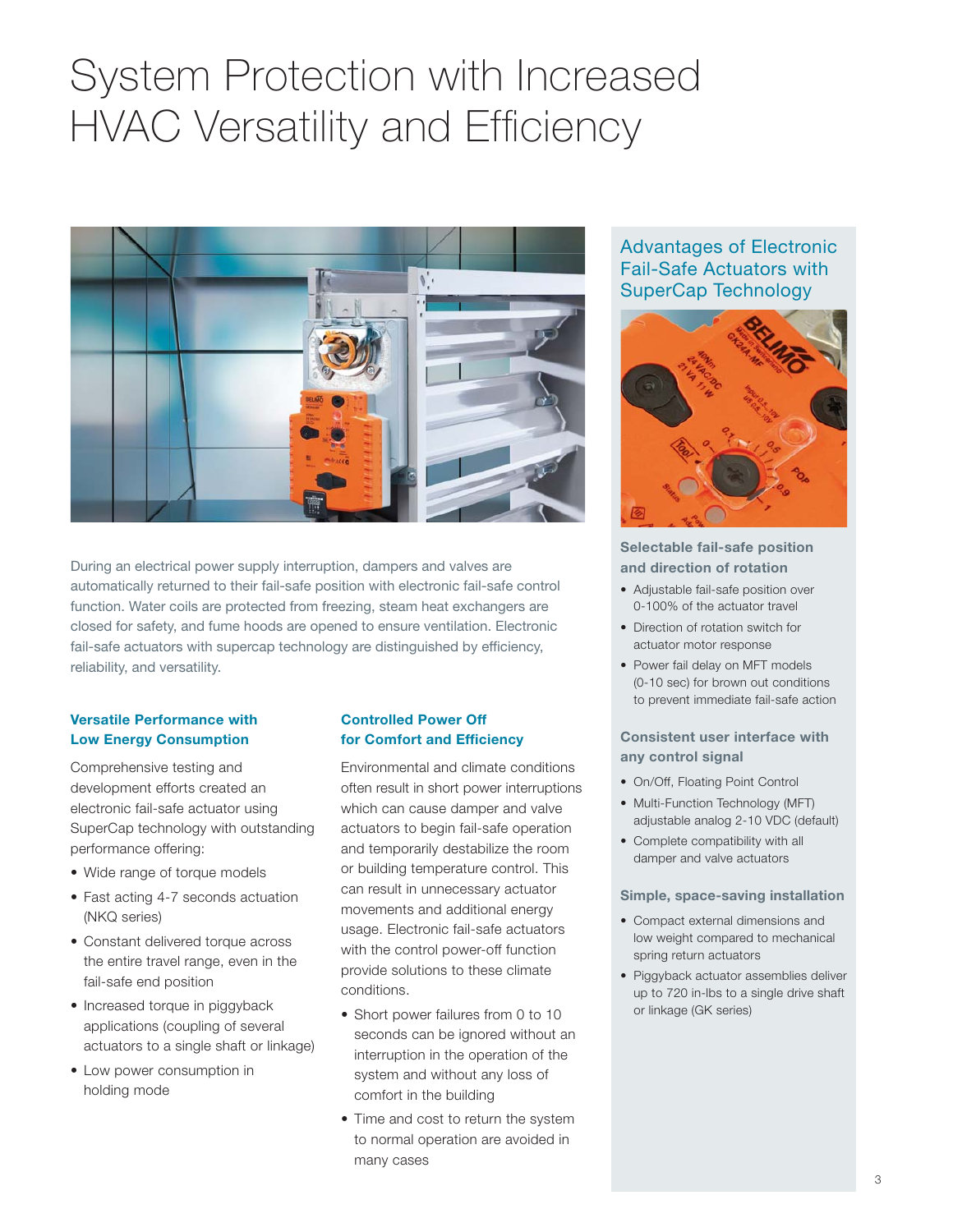# System Protection with Increased HVAC Versatility and Efficiency

During an electrical power supply interruption, dampers and valves are automatically returned to their fail-safe position with electronic fail-safe control function. Water coils are protected from freezing, steam heat exchangers are closed for safety, and fume hoods are opened to ensure ventilation. Electronic fail-safe actuators with supercap technology are distinguished by efficiency, reliability, and versatility.

### Versatile Performance with Low Energy Consumption

Comprehensive testing and development efforts created an electronic fail-safe actuator using SuperCap technology with outstanding performance offering:

- Wide range of torque models
- Fast acting 4-7 seconds actuation (NKQ series)
- Constant delivered torque across the entire travel range, even in the fail-safe end position
- Increased torque in piggyback applications (coupling of several actuators to a single shaft or linkage)
- Low power consumption in holding mode

### Controlled Power Off for Comfort and Efficiency

Environmental and climate conditions often result in short power interruptions which can cause damper and valve actuators to begin fail-safe operation and temporarily destabilize the room or building temperature control. This can result in unnecessary actuator movements and additional energy usage. Electronic fail-safe actuators with the control power-off function provide solutions to these climate conditions.

- Short power failures from 0 to 10 seconds can be ignored without an interruption in the operation of the system and without any loss of comfort in the building
- Time and cost to return the system to normal operation are avoided in many cases

## Advantages of Electronic Fail-Safe Actuators with SuperCap Technology

### Selectable fail-safe position and direction of rotation

- Adjustable fail-safe position over 0-100% of the actuator travel
- Direction of rotation switch for actuator motor response
- Power fail delay on MFT models (0-10 sec) for brown out conditions to prevent immediate fail-safe action

### Consistent user interface with any control signal

- On/Off, Floating Point Control
- Multi-Function Technology (MFT) adjustable analog 2-10 VDC (default)
- Complete compatibility with all damper and valve actuators

### Simple, space-saving installation

- Compact external dimensions and low weight compared to mechanical spring return actuators
- Piggyback actuator assemblies deliver up to 720 in-lbs to a single drive shaft or linkage (GK series)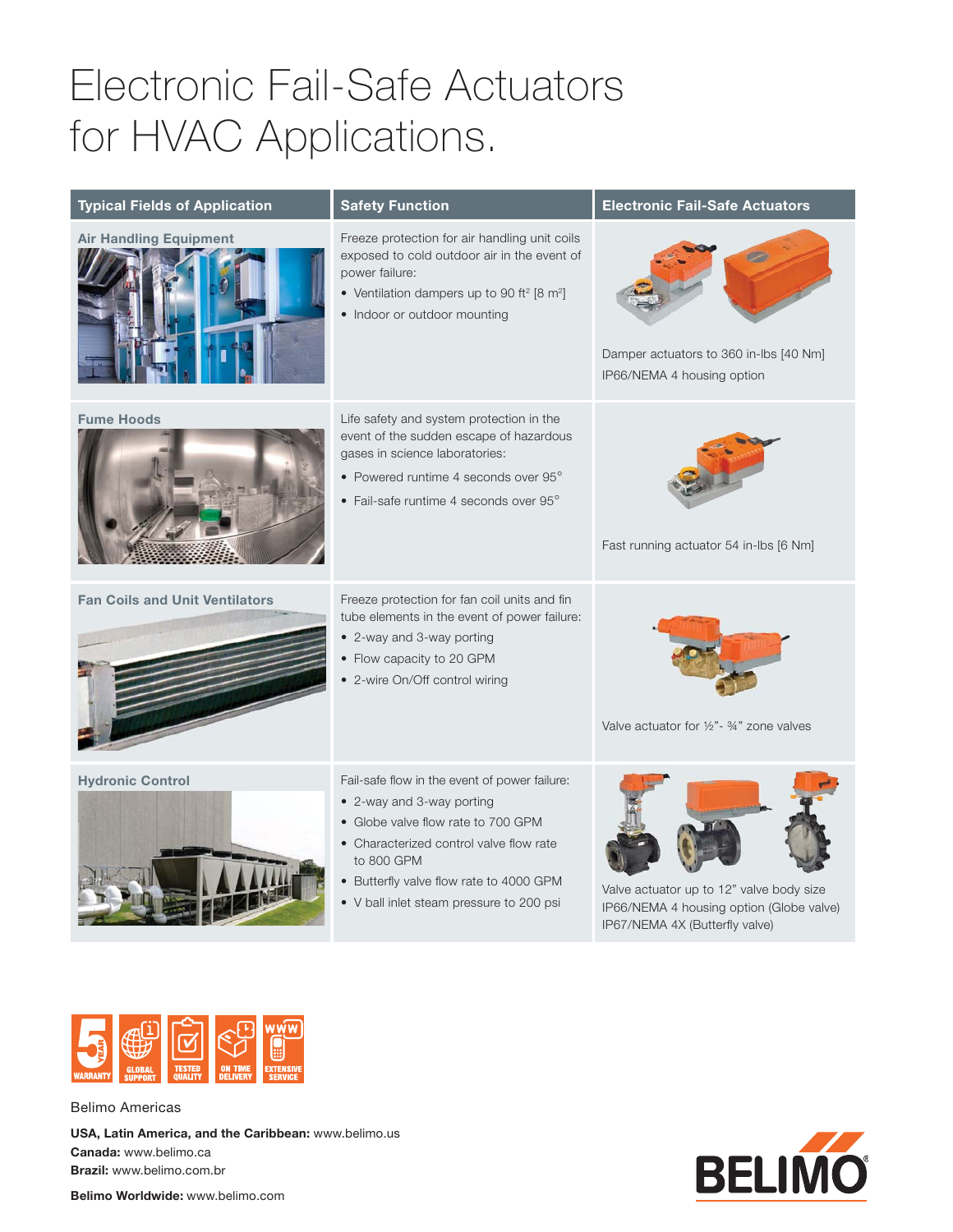# Electronic Fail-Safe Actuators for HVAC Applications.

| Typical Fields of Application | Safety Function | Electronic Fail-Safe Actuators |
|---|---|---|
| **Air Handling Equipment** | Freeze protection for air handling unit coils exposed to cold outdoor air in the event of power failure:<br>• Ventilation dampers up to 90 ft² [8 m²]<br>• Indoor or outdoor mounting | Damper actuators to 360 in-lbs [40 Nm]<br>IP66/NEMA 4 housing option |
| **Fume Hoods** | Life safety and system protection in the event of the sudden escape of hazardous gases in science laboratories:<br>• Powered runtime 4 seconds over 95°<br>• Fail-safe runtime 4 seconds over 95° | Fast running actuator 54 in-lbs [6 Nm] |
| **Fan Coils and Unit Ventilators** | Freeze protection for fan coil units and fin tube elements in the event of power failure:<br>• 2-way and 3-way porting<br>• Flow capacity to 20 GPM<br>• 2-wire On/Off control wiring | Valve actuator for ½"- ¾" zone valves |
| **Hydronic Control** | Fail-safe flow in the event of power failure:<br>• 2-way and 3-way porting<br>• Globe valve flow rate to 700 GPM<br>• Characterized control valve flow rate to 800 GPM<br>• Butterfly valve flow rate to 4000 GPM<br>• V ball inlet steam pressure to 200 psi | Valve actuator up to 12" valve body size<br>IP66/NEMA 4 housing option (Globe valve)<br>IP67/NEMA 4X (Butterfly valve) |

5 YEAR WARRANTY | GLOBAL SUPPORT | TESTED QUALITY | ON TIME DELIVERY | EXTENSIVE SERVICE

Belimo Americas

**USA, Latin America, and the Caribbean:** www.belimo.us
**Canada:** www.belimo.ca
**Brazil:** www.belimo.com.br

**Belimo Worldwide:** www.belimo.com

BELIMO®